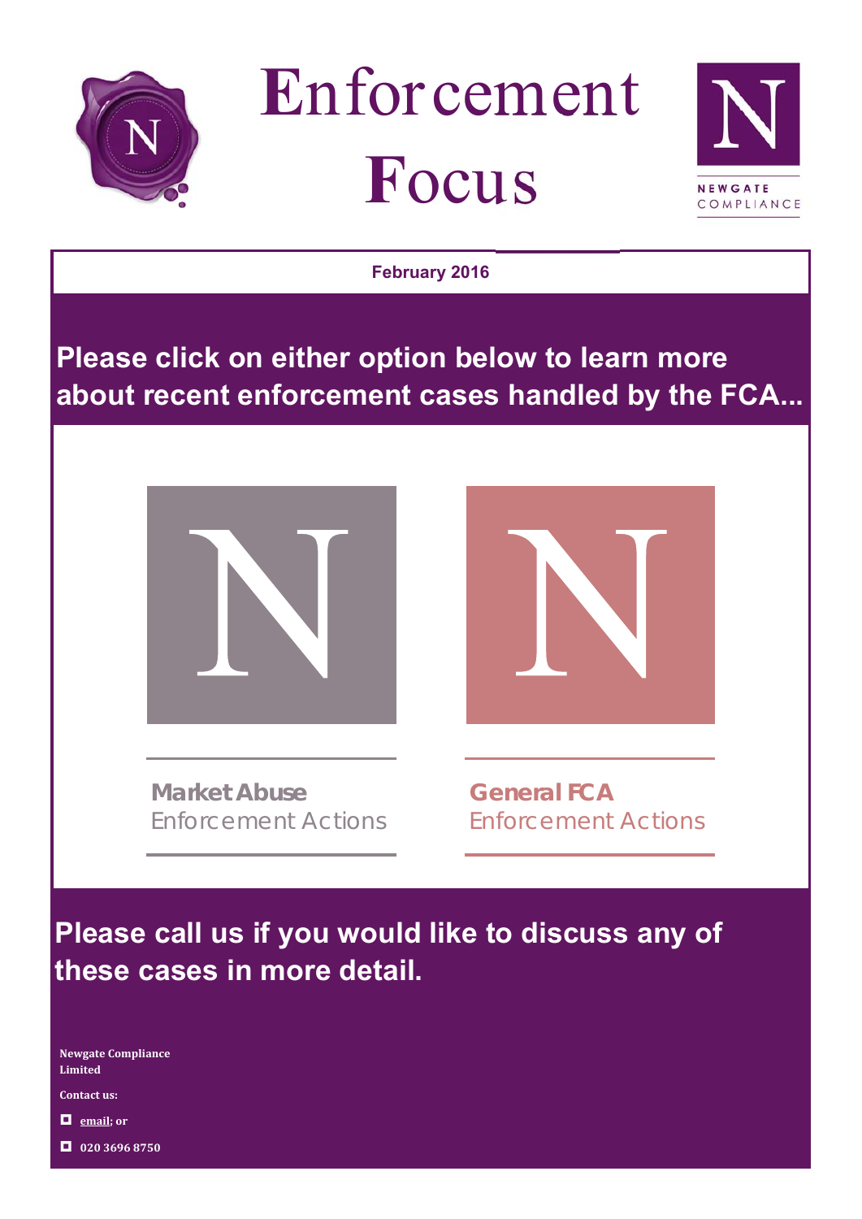# Enforcement Focus

NEWGATE COMPLIANCE

**February 2016**

## Please click on either option below to learn more about recent enforcement cases handled by the FCA...

**Market Abuse**
Enforcement Actions

**General FCA**
Enforcement Actions

## Please call us if you would like to discuss any of these cases in more detail.

**Newgate Compliance Limited**

**Contact us:**

- **email; or**
- **020 3696 8750**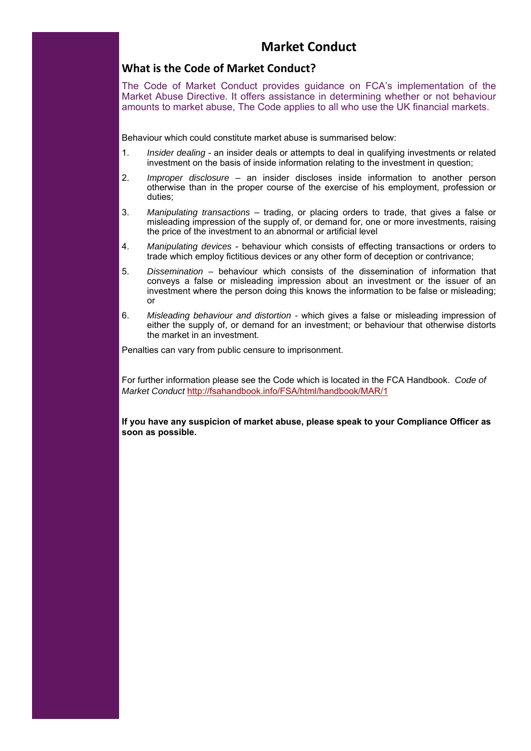# Market Conduct

## What is the Code of Market Conduct?

The Code of Market Conduct provides guidance on FCA's implementation of the Market Abuse Directive. It offers assistance in determining whether or not behaviour amounts to market abuse, The Code applies to all who use the UK financial markets.

Behaviour which could constitute market abuse is summarised below:

1. *Insider dealing* - an insider deals or attempts to deal in qualifying investments or related investment on the basis of inside information relating to the investment in question;
2. *Improper disclosure* – an insider discloses inside information to another person otherwise than in the proper course of the exercise of his employment, profession or duties;
3. *Manipulating transactions* – trading, or placing orders to trade, that gives a false or misleading impression of the supply of, or demand for, one or more investments, raising the price of the investment to an abnormal or artificial level
4. *Manipulating devices* - behaviour which consists of effecting transactions or orders to trade which employ fictitious devices or any other form of deception or contrivance;
5. *Dissemination* – behaviour which consists of the dissemination of information that conveys a false or misleading impression about an investment or the issuer of an investment where the person doing this knows the information to be false or misleading; or
6. *Misleading behaviour and distortion* - which gives a false or misleading impression of either the supply of, or demand for an investment; or behaviour that otherwise distorts the market in an investment.

Penalties can vary from public censure to imprisonment.

For further information please see the Code which is located in the FCA Handbook. *Code of Market Conduct* http://fsahandbook.info/FSA/html/handbook/MAR/1

**If you have any suspicion of market abuse, please speak to your Compliance Officer as soon as possible.**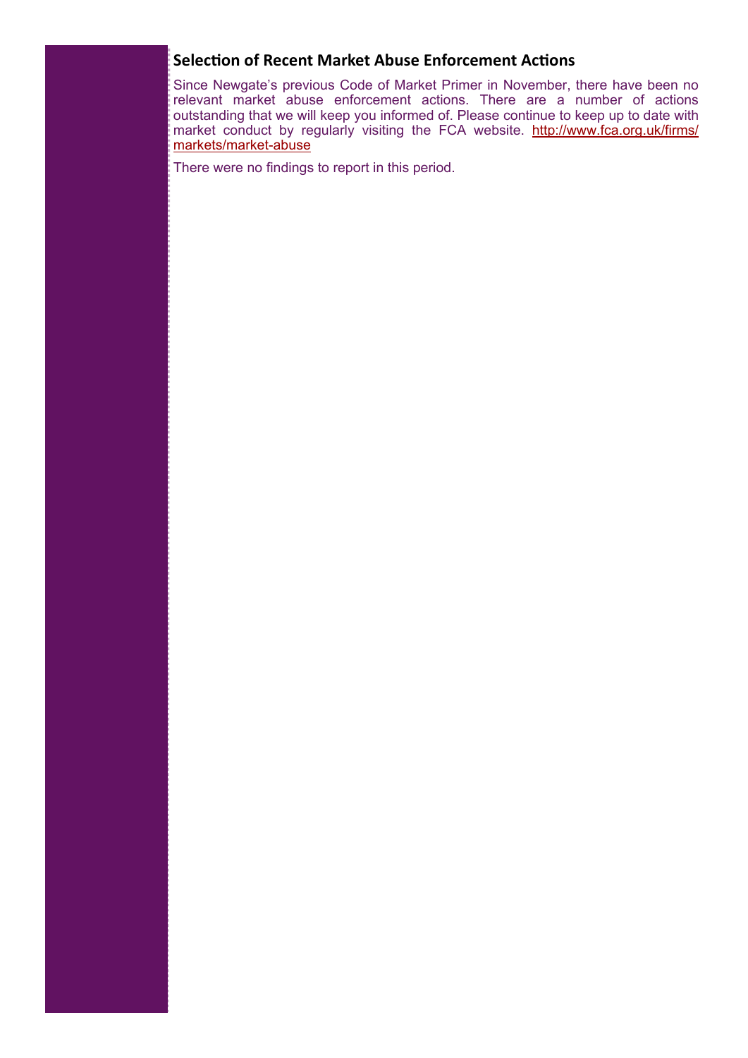## Selection of Recent Market Abuse Enforcement Actions

Since Newgate's previous Code of Market Primer in November, there have been no relevant market abuse enforcement actions. There are a number of actions outstanding that we will keep you informed of. Please continue to keep up to date with market conduct by regularly visiting the FCA website. [http://www.fca.org.uk/firms/markets/market-abuse](http://www.fca.org.uk/firms/markets/market-abuse)

There were no findings to report in this period.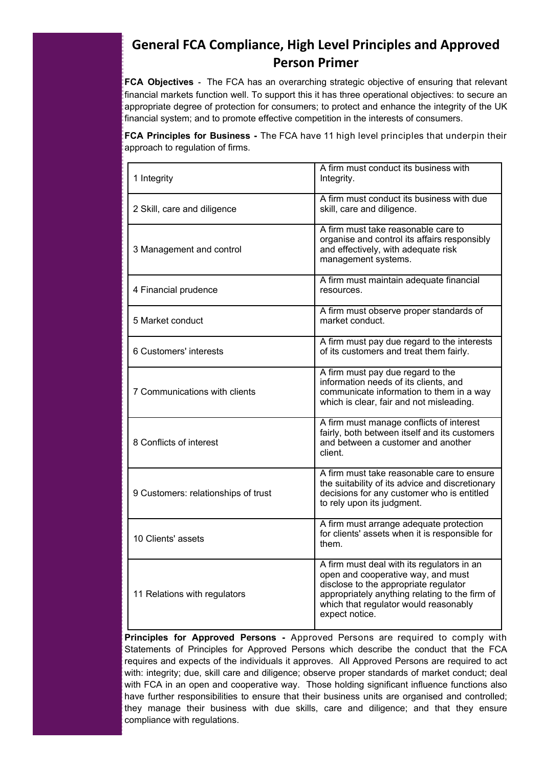# General FCA Compliance, High Level Principles and Approved Person Primer

**FCA Objectives** - The FCA has an overarching strategic objective of ensuring that relevant financial markets function well. To support this it has three operational objectives: to secure an appropriate degree of protection for consumers; to protect and enhance the integrity of the UK financial system; and to promote effective competition in the interests of consumers.

**FCA Principles for Business -** The FCA have 11 high level principles that underpin their approach to regulation of firms.

| | |
|---|---|
| 1 Integrity | A firm must conduct its business with Integrity. |
| 2 Skill, care and diligence | A firm must conduct its business with due skill, care and diligence. |
| 3 Management and control | A firm must take reasonable care to organise and control its affairs responsibly and effectively, with adequate risk management systems. |
| 4 Financial prudence | A firm must maintain adequate financial resources. |
| 5 Market conduct | A firm must observe proper standards of market conduct. |
| 6 Customers' interests | A firm must pay due regard to the interests of its customers and treat them fairly. |
| 7 Communications with clients | A firm must pay due regard to the information needs of its clients, and communicate information to them in a way which is clear, fair and not misleading. |
| 8 Conflicts of interest | A firm must manage conflicts of interest fairly, both between itself and its customers and between a customer and another client. |
| 9 Customers: relationships of trust | A firm must take reasonable care to ensure the suitability of its advice and discretionary decisions for any customer who is entitled to rely upon its judgment. |
| 10 Clients' assets | A firm must arrange adequate protection for clients' assets when it is responsible for them. |
| 11 Relations with regulators | A firm must deal with its regulators in an open and cooperative way, and must disclose to the appropriate regulator appropriately anything relating to the firm of which that regulator would reasonably expect notice. |

**Principles for Approved Persons -** Approved Persons are required to comply with Statements of Principles for Approved Persons which describe the conduct that the FCA requires and expects of the individuals it approves. All Approved Persons are required to act with: integrity; due, skill care and diligence; observe proper standards of market conduct; deal with FCA in an open and cooperative way. Those holding significant influence functions also have further responsibilities to ensure that their business units are organised and controlled; they manage their business with due skills, care and diligence; and that they ensure compliance with regulations.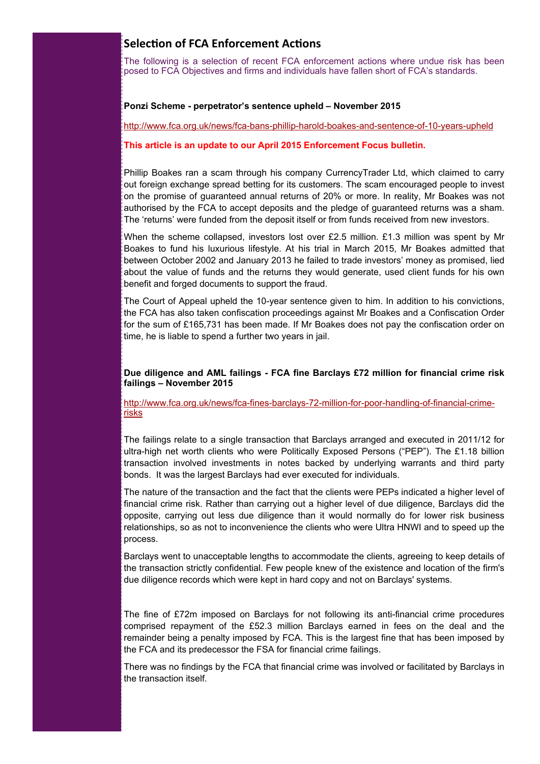## Selection of FCA Enforcement Actions

The following is a selection of recent FCA enforcement actions where undue risk has been posed to FCA Objectives and firms and individuals have fallen short of FCA's standards.

**Ponzi Scheme - perpetrator's sentence upheld – November 2015**

http://www.fca.org.uk/news/fca-bans-phillip-harold-boakes-and-sentence-of-10-years-upheld

**This article is an update to our April 2015 Enforcement Focus bulletin.**

Phillip Boakes ran a scam through his company CurrencyTrader Ltd, which claimed to carry out foreign exchange spread betting for its customers. The scam encouraged people to invest on the promise of guaranteed annual returns of 20% or more. In reality, Mr Boakes was not authorised by the FCA to accept deposits and the pledge of guaranteed returns was a sham. The 'returns' were funded from the deposit itself or from funds received from new investors.

When the scheme collapsed, investors lost over £2.5 million. £1.3 million was spent by Mr Boakes to fund his luxurious lifestyle. At his trial in March 2015, Mr Boakes admitted that between October 2002 and January 2013 he failed to trade investors' money as promised, lied about the value of funds and the returns they would generate, used client funds for his own benefit and forged documents to support the fraud.

The Court of Appeal upheld the 10-year sentence given to him. In addition to his convictions, the FCA has also taken confiscation proceedings against Mr Boakes and a Confiscation Order for the sum of £165,731 has been made. If Mr Boakes does not pay the confiscation order on time, he is liable to spend a further two years in jail.

**Due diligence and AML failings - FCA fine Barclays £72 million for financial crime risk failings – November 2015**

http://www.fca.org.uk/news/fca-fines-barclays-72-million-for-poor-handling-of-financial-crime-risks

The failings relate to a single transaction that Barclays arranged and executed in 2011/12 for ultra-high net worth clients who were Politically Exposed Persons ("PEP"). The £1.18 billion transaction involved investments in notes backed by underlying warrants and third party bonds. It was the largest Barclays had ever executed for individuals.

The nature of the transaction and the fact that the clients were PEPs indicated a higher level of financial crime risk. Rather than carrying out a higher level of due diligence, Barclays did the opposite, carrying out less due diligence than it would normally do for lower risk business relationships, so as not to inconvenience the clients who were Ultra HNWI and to speed up the process.

Barclays went to unacceptable lengths to accommodate the clients, agreeing to keep details of the transaction strictly confidential. Few people knew of the existence and location of the firm's due diligence records which were kept in hard copy and not on Barclays' systems.

The fine of £72m imposed on Barclays for not following its anti-financial crime procedures comprised repayment of the £52.3 million Barclays earned in fees on the deal and the remainder being a penalty imposed by FCA. This is the largest fine that has been imposed by the FCA and its predecessor the FSA for financial crime failings.

There was no findings by the FCA that financial crime was involved or facilitated by Barclays in the transaction itself.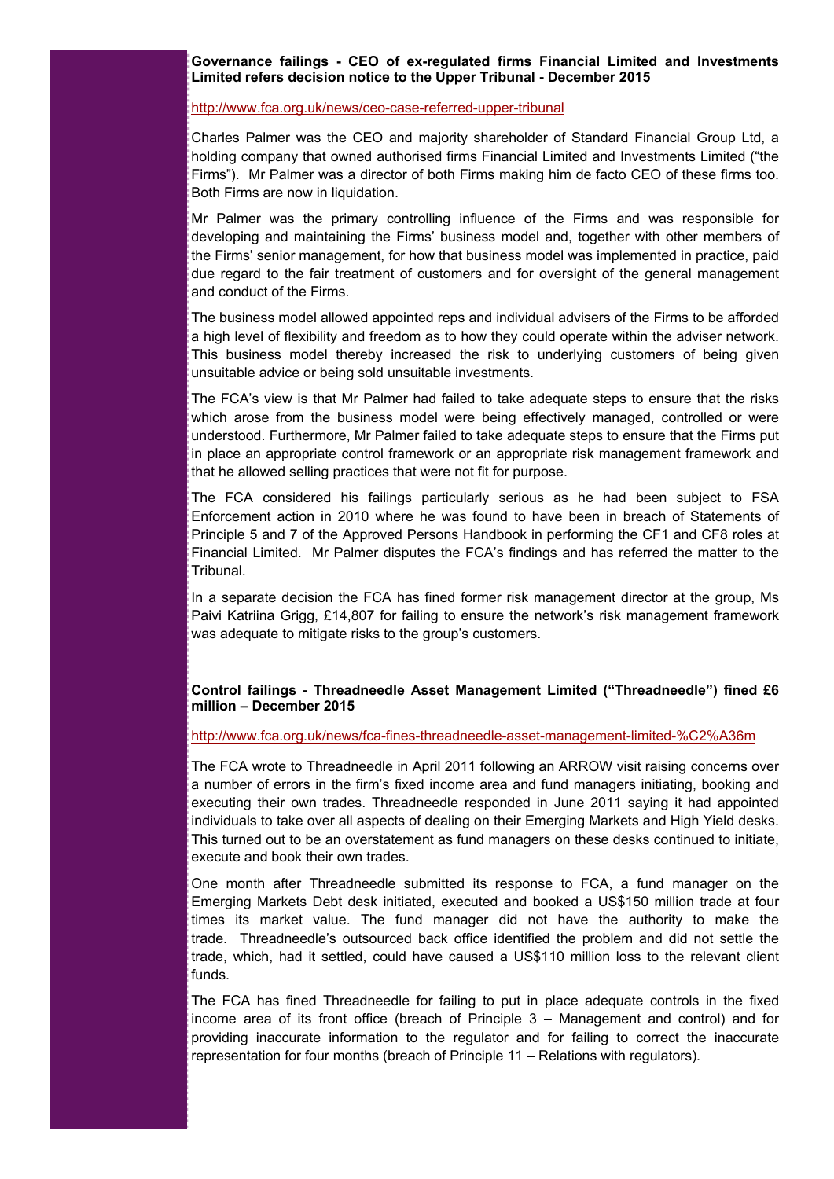**Governance failings - CEO of ex-regulated firms Financial Limited and Investments Limited refers decision notice to the Upper Tribunal - December 2015**

http://www.fca.org.uk/news/ceo-case-referred-upper-tribunal

Charles Palmer was the CEO and majority shareholder of Standard Financial Group Ltd, a holding company that owned authorised firms Financial Limited and Investments Limited ("the Firms"). Mr Palmer was a director of both Firms making him de facto CEO of these firms too. Both Firms are now in liquidation.

Mr Palmer was the primary controlling influence of the Firms and was responsible for developing and maintaining the Firms' business model and, together with other members of the Firms' senior management, for how that business model was implemented in practice, paid due regard to the fair treatment of customers and for oversight of the general management and conduct of the Firms.

The business model allowed appointed reps and individual advisers of the Firms to be afforded a high level of flexibility and freedom as to how they could operate within the adviser network. This business model thereby increased the risk to underlying customers of being given unsuitable advice or being sold unsuitable investments.

The FCA's view is that Mr Palmer had failed to take adequate steps to ensure that the risks which arose from the business model were being effectively managed, controlled or were understood. Furthermore, Mr Palmer failed to take adequate steps to ensure that the Firms put in place an appropriate control framework or an appropriate risk management framework and that he allowed selling practices that were not fit for purpose.

The FCA considered his failings particularly serious as he had been subject to FSA Enforcement action in 2010 where he was found to have been in breach of Statements of Principle 5 and 7 of the Approved Persons Handbook in performing the CF1 and CF8 roles at Financial Limited. Mr Palmer disputes the FCA's findings and has referred the matter to the Tribunal.

In a separate decision the FCA has fined former risk management director at the group, Ms Paivi Katriina Grigg, £14,807 for failing to ensure the network's risk management framework was adequate to mitigate risks to the group's customers.

**Control failings - Threadneedle Asset Management Limited ("Threadneedle") fined £6 million – December 2015**

http://www.fca.org.uk/news/fca-fines-threadneedle-asset-management-limited-%C2%A36m

The FCA wrote to Threadneedle in April 2011 following an ARROW visit raising concerns over a number of errors in the firm's fixed income area and fund managers initiating, booking and executing their own trades. Threadneedle responded in June 2011 saying it had appointed individuals to take over all aspects of dealing on their Emerging Markets and High Yield desks. This turned out to be an overstatement as fund managers on these desks continued to initiate, execute and book their own trades.

One month after Threadneedle submitted its response to FCA, a fund manager on the Emerging Markets Debt desk initiated, executed and booked a US$150 million trade at four times its market value. The fund manager did not have the authority to make the trade. Threadneedle's outsourced back office identified the problem and did not settle the trade, which, had it settled, could have caused a US$110 million loss to the relevant client funds.

The FCA has fined Threadneedle for failing to put in place adequate controls in the fixed income area of its front office (breach of Principle 3 – Management and control) and for providing inaccurate information to the regulator and for failing to correct the inaccurate representation for four months (breach of Principle 11 – Relations with regulators).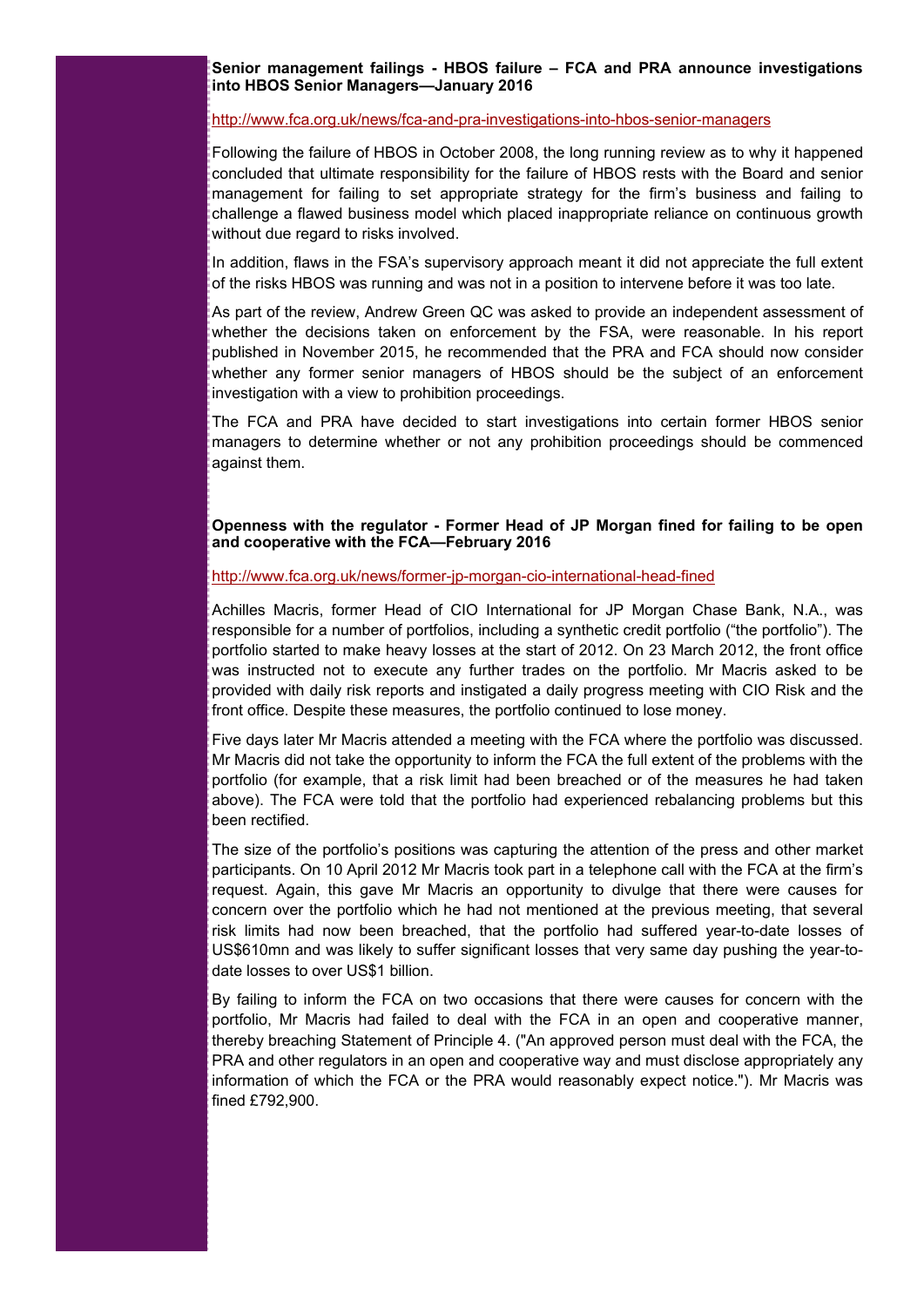**Senior management failings - HBOS failure – FCA and PRA announce investigations into HBOS Senior Managers—January 2016**

http://www.fca.org.uk/news/fca-and-pra-investigations-into-hbos-senior-managers

Following the failure of HBOS in October 2008, the long running review as to why it happened concluded that ultimate responsibility for the failure of HBOS rests with the Board and senior management for failing to set appropriate strategy for the firm's business and failing to challenge a flawed business model which placed inappropriate reliance on continuous growth without due regard to risks involved.

In addition, flaws in the FSA's supervisory approach meant it did not appreciate the full extent of the risks HBOS was running and was not in a position to intervene before it was too late.

As part of the review, Andrew Green QC was asked to provide an independent assessment of whether the decisions taken on enforcement by the FSA, were reasonable. In his report published in November 2015, he recommended that the PRA and FCA should now consider whether any former senior managers of HBOS should be the subject of an enforcement investigation with a view to prohibition proceedings.

The FCA and PRA have decided to start investigations into certain former HBOS senior managers to determine whether or not any prohibition proceedings should be commenced against them.

**Openness with the regulator - Former Head of JP Morgan fined for failing to be open and cooperative with the FCA—February 2016**

http://www.fca.org.uk/news/former-jp-morgan-cio-international-head-fined

Achilles Macris, former Head of CIO International for JP Morgan Chase Bank, N.A., was responsible for a number of portfolios, including a synthetic credit portfolio ("the portfolio"). The portfolio started to make heavy losses at the start of 2012. On 23 March 2012, the front office was instructed not to execute any further trades on the portfolio. Mr Macris asked to be provided with daily risk reports and instigated a daily progress meeting with CIO Risk and the front office. Despite these measures, the portfolio continued to lose money.

Five days later Mr Macris attended a meeting with the FCA where the portfolio was discussed. Mr Macris did not take the opportunity to inform the FCA the full extent of the problems with the portfolio (for example, that a risk limit had been breached or of the measures he had taken above). The FCA were told that the portfolio had experienced rebalancing problems but this been rectified.

The size of the portfolio's positions was capturing the attention of the press and other market participants. On 10 April 2012 Mr Macris took part in a telephone call with the FCA at the firm's request. Again, this gave Mr Macris an opportunity to divulge that there were causes for concern over the portfolio which he had not mentioned at the previous meeting, that several risk limits had now been breached, that the portfolio had suffered year-to-date losses of US$610mn and was likely to suffer significant losses that very same day pushing the year-to-date losses to over US$1 billion.

By failing to inform the FCA on two occasions that there were causes for concern with the portfolio, Mr Macris had failed to deal with the FCA in an open and cooperative manner, thereby breaching Statement of Principle 4. ("An approved person must deal with the FCA, the PRA and other regulators in an open and cooperative way and must disclose appropriately any information of which the FCA or the PRA would reasonably expect notice."). Mr Macris was fined £792,900.